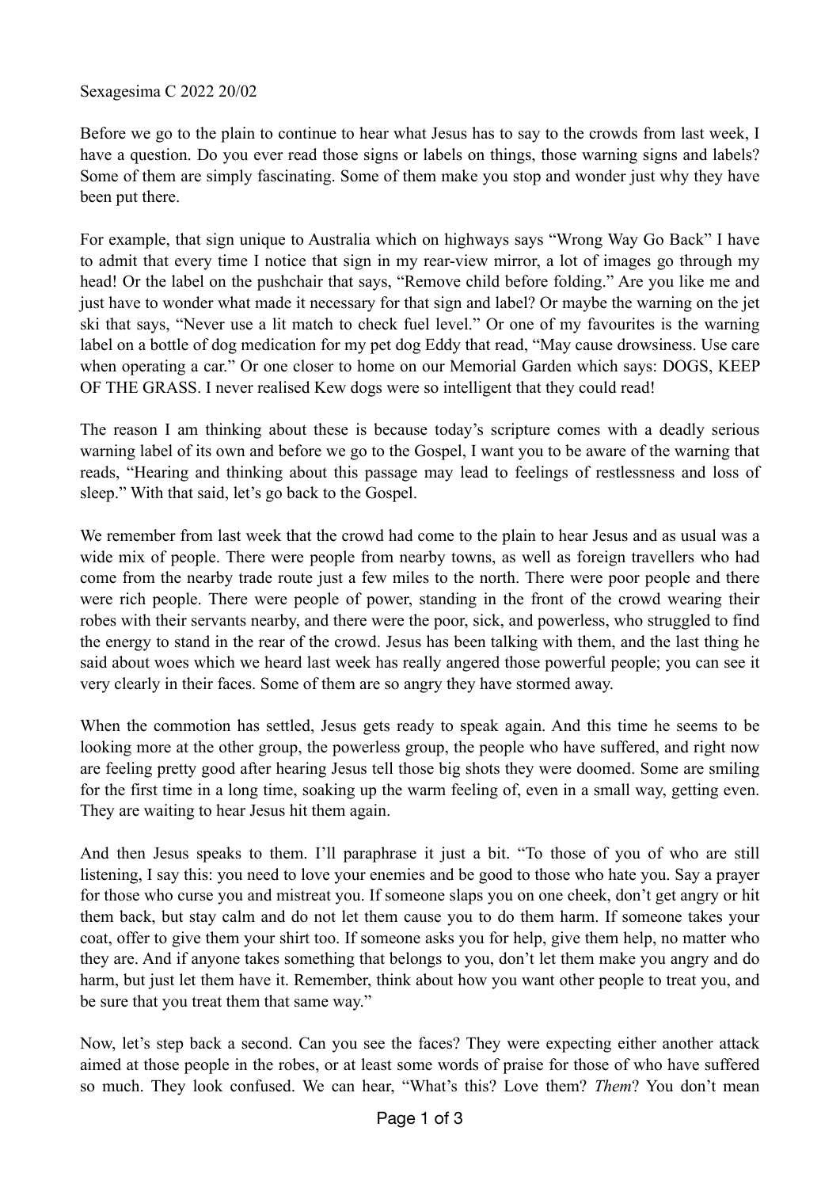Sexagesima C 2022 20/02

Before we go to the plain to continue to hear what Jesus has to say to the crowds from last week, I have a question. Do you ever read those signs or labels on things, those warning signs and labels? Some of them are simply fascinating. Some of them make you stop and wonder just why they have been put there.

For example, that sign unique to Australia which on highways says "Wrong Way Go Back" I have to admit that every time I notice that sign in my rear-view mirror, a lot of images go through my head! Or the label on the pushchair that says, "Remove child before folding." Are you like me and just have to wonder what made it necessary for that sign and label? Or maybe the warning on the jet ski that says, "Never use a lit match to check fuel level." Or one of my favourites is the warning label on a bottle of dog medication for my pet dog Eddy that read, "May cause drowsiness. Use care when operating a car." Or one closer to home on our Memorial Garden which says: DOGS, KEEP OF THE GRASS. I never realised Kew dogs were so intelligent that they could read!

The reason I am thinking about these is because today's scripture comes with a deadly serious warning label of its own and before we go to the Gospel, I want you to be aware of the warning that reads, "Hearing and thinking about this passage may lead to feelings of restlessness and loss of sleep." With that said, let's go back to the Gospel.

We remember from last week that the crowd had come to the plain to hear Jesus and as usual was a wide mix of people. There were people from nearby towns, as well as foreign travellers who had come from the nearby trade route just a few miles to the north. There were poor people and there were rich people. There were people of power, standing in the front of the crowd wearing their robes with their servants nearby, and there were the poor, sick, and powerless, who struggled to find the energy to stand in the rear of the crowd. Jesus has been talking with them, and the last thing he said about woes which we heard last week has really angered those powerful people; you can see it very clearly in their faces. Some of them are so angry they have stormed away.

When the commotion has settled, Jesus gets ready to speak again. And this time he seems to be looking more at the other group, the powerless group, the people who have suffered, and right now are feeling pretty good after hearing Jesus tell those big shots they were doomed. Some are smiling for the first time in a long time, soaking up the warm feeling of, even in a small way, getting even. They are waiting to hear Jesus hit them again.

And then Jesus speaks to them. I'll paraphrase it just a bit. "To those of you of who are still listening, I say this: you need to love your enemies and be good to those who hate you. Say a prayer for those who curse you and mistreat you. If someone slaps you on one cheek, don't get angry or hit them back, but stay calm and do not let them cause you to do them harm. If someone takes your coat, offer to give them your shirt too. If someone asks you for help, give them help, no matter who they are. And if anyone takes something that belongs to you, don't let them make you angry and do harm, but just let them have it. Remember, think about how you want other people to treat you, and be sure that you treat them that same way."

Now, let's step back a second. Can you see the faces? They were expecting either another attack aimed at those people in the robes, or at least some words of praise for those of who have suffered so much. They look confused. We can hear, "What's this? Love them? *Them*? You don't mean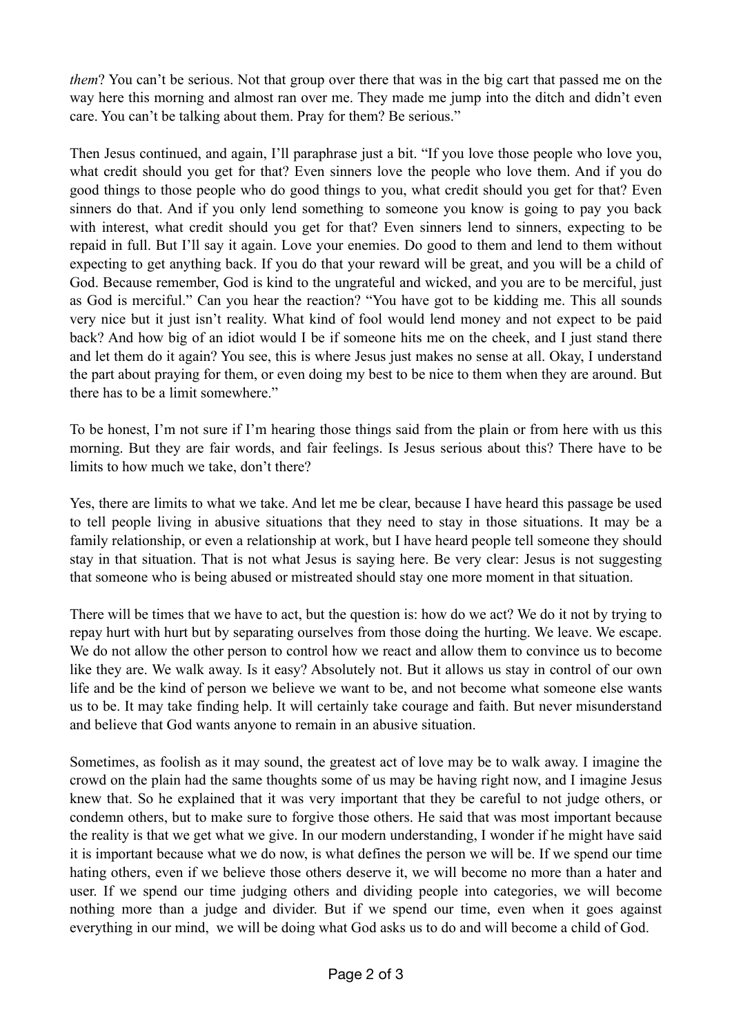*them*? You can't be serious. Not that group over there that was in the big cart that passed me on the way here this morning and almost ran over me. They made me jump into the ditch and didn't even care. You can't be talking about them. Pray for them? Be serious."

Then Jesus continued, and again, I'll paraphrase just a bit. "If you love those people who love you, what credit should you get for that? Even sinners love the people who love them. And if you do good things to those people who do good things to you, what credit should you get for that? Even sinners do that. And if you only lend something to someone you know is going to pay you back with interest, what credit should you get for that? Even sinners lend to sinners, expecting to be repaid in full. But I'll say it again. Love your enemies. Do good to them and lend to them without expecting to get anything back. If you do that your reward will be great, and you will be a child of God. Because remember, God is kind to the ungrateful and wicked, and you are to be merciful, just as God is merciful." Can you hear the reaction? "You have got to be kidding me. This all sounds very nice but it just isn't reality. What kind of fool would lend money and not expect to be paid back? And how big of an idiot would I be if someone hits me on the cheek, and I just stand there and let them do it again? You see, this is where Jesus just makes no sense at all. Okay, I understand the part about praying for them, or even doing my best to be nice to them when they are around. But there has to be a limit somewhere."

To be honest, I'm not sure if I'm hearing those things said from the plain or from here with us this morning. But they are fair words, and fair feelings. Is Jesus serious about this? There have to be limits to how much we take, don't there?

Yes, there are limits to what we take. And let me be clear, because I have heard this passage be used to tell people living in abusive situations that they need to stay in those situations. It may be a family relationship, or even a relationship at work, but I have heard people tell someone they should stay in that situation. That is not what Jesus is saying here. Be very clear: Jesus is not suggesting that someone who is being abused or mistreated should stay one more moment in that situation.

There will be times that we have to act, but the question is: how do we act? We do it not by trying to repay hurt with hurt but by separating ourselves from those doing the hurting. We leave. We escape. We do not allow the other person to control how we react and allow them to convince us to become like they are. We walk away. Is it easy? Absolutely not. But it allows us stay in control of our own life and be the kind of person we believe we want to be, and not become what someone else wants us to be. It may take finding help. It will certainly take courage and faith. But never misunderstand and believe that God wants anyone to remain in an abusive situation.

Sometimes, as foolish as it may sound, the greatest act of love may be to walk away. I imagine the crowd on the plain had the same thoughts some of us may be having right now, and I imagine Jesus knew that. So he explained that it was very important that they be careful to not judge others, or condemn others, but to make sure to forgive those others. He said that was most important because the reality is that we get what we give. In our modern understanding, I wonder if he might have said it is important because what we do now, is what defines the person we will be. If we spend our time hating others, even if we believe those others deserve it, we will become no more than a hater and user. If we spend our time judging others and dividing people into categories, we will become nothing more than a judge and divider. But if we spend our time, even when it goes against everything in our mind,  we will be doing what God asks us to do and will become a child of God.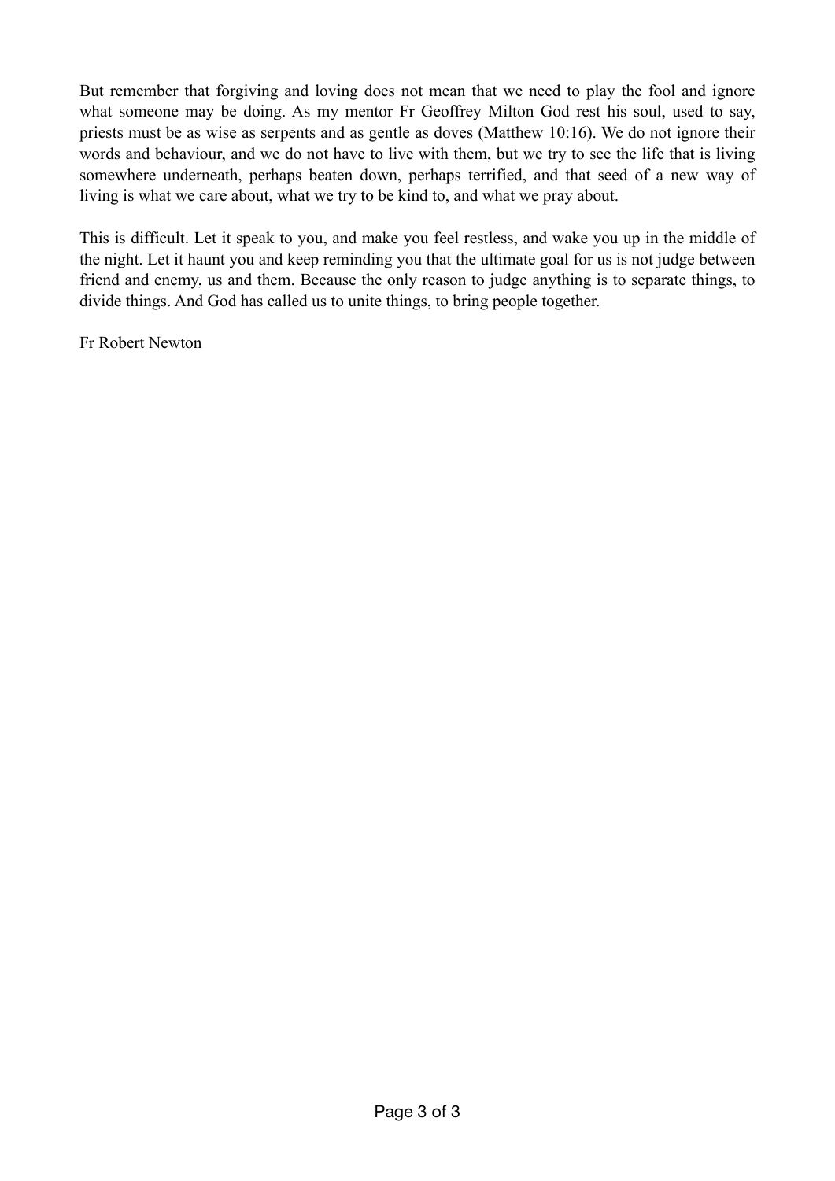But remember that forgiving and loving does not mean that we need to play the fool and ignore what someone may be doing. As my mentor Fr Geoffrey Milton God rest his soul, used to say, priests must be as wise as serpents and as gentle as doves (Matthew 10:16). We do not ignore their words and behaviour, and we do not have to live with them, but we try to see the life that is living somewhere underneath, perhaps beaten down, perhaps terrified, and that seed of a new way of living is what we care about, what we try to be kind to, and what we pray about.

This is difficult. Let it speak to you, and make you feel restless, and wake you up in the middle of the night. Let it haunt you and keep reminding you that the ultimate goal for us is not judge between friend and enemy, us and them. Because the only reason to judge anything is to separate things, to divide things. And God has called us to unite things, to bring people together.

Fr Robert Newton